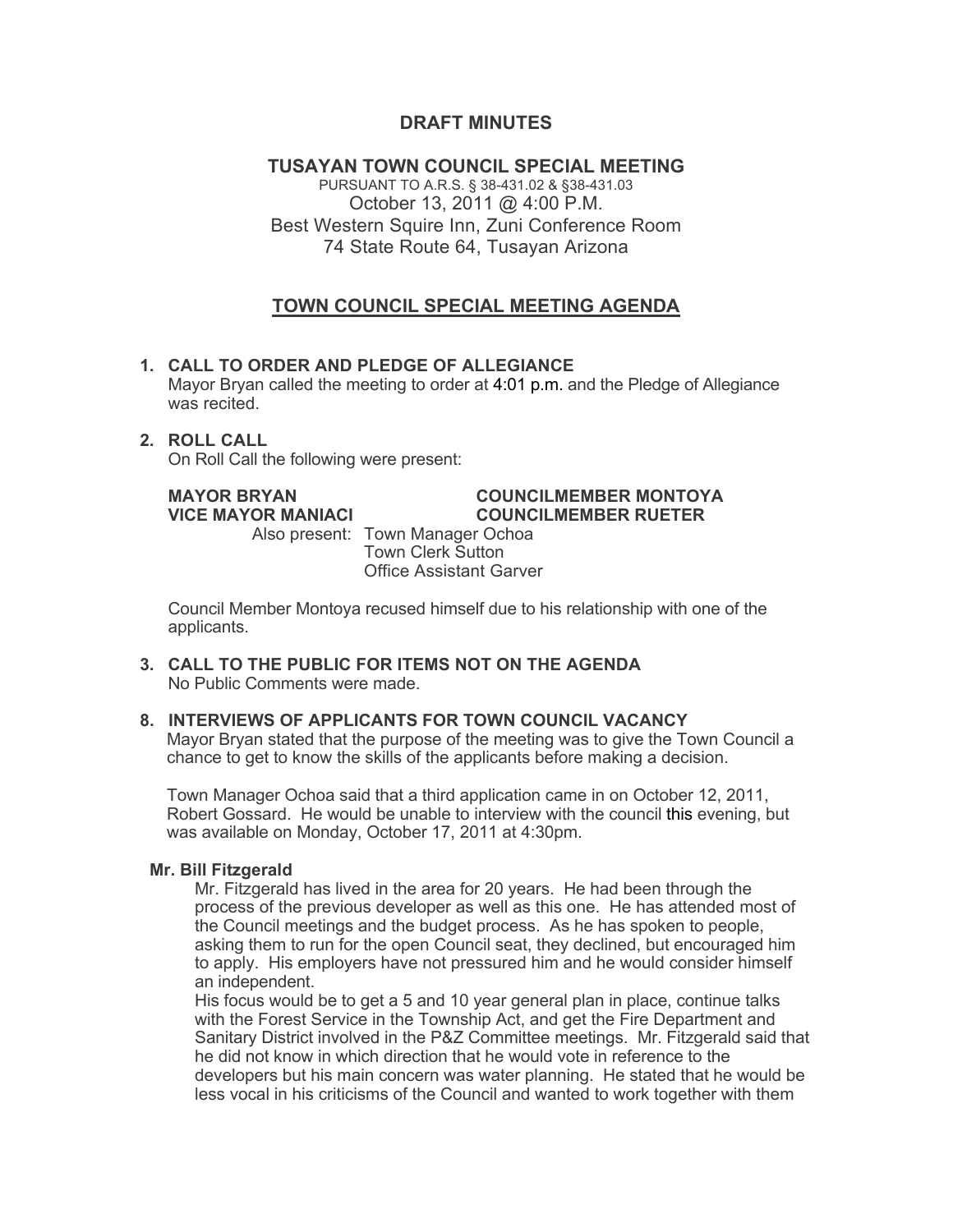# DRAFT MINUTES

## TUSAYAN TOWN COUNCIL SPECIAL MEETING

PURSUANT TO A.R.S. § 38-431.02 & §38-431.03
October 13, 2011 @ 4:00 P.M.
Best Western Squire Inn, Zuni Conference Room
74 State Route 64, Tusayan Arizona

## TOWN COUNCIL SPECIAL MEETING AGENDA

**1. CALL TO ORDER AND PLEDGE OF ALLEGIANCE**

Mayor Bryan called the meeting to order at 4:01 p.m. and the Pledge of Allegiance was recited.

**2. ROLL CALL**

On Roll Call the following were present:

**MAYOR BRYAN**
**VICE MAYOR MANIACI**
**COUNCILMEMBER MONTOYA**
**COUNCILMEMBER RUETER**

Also present: Town Manager Ochoa
Town Clerk Sutton
Office Assistant Garver

Council Member Montoya recused himself due to his relationship with one of the applicants.

**3. CALL TO THE PUBLIC FOR ITEMS NOT ON THE AGENDA**

No Public Comments were made.

**8. INTERVIEWS OF APPLICANTS FOR TOWN COUNCIL VACANCY**

Mayor Bryan stated that the purpose of the meeting was to give the Town Council a chance to get to know the skills of the applicants before making a decision.

Town Manager Ochoa said that a third application came in on October 12, 2011, Robert Gossard. He would be unable to interview with the council this evening, but was available on Monday, October 17, 2011 at 4:30pm.

**Mr. Bill Fitzgerald**

Mr. Fitzgerald has lived in the area for 20 years. He had been through the process of the previous developer as well as this one. He has attended most of the Council meetings and the budget process. As he has spoken to people, asking them to run for the open Council seat, they declined, but encouraged him to apply. His employers have not pressured him and he would consider himself an independent.

His focus would be to get a 5 and 10 year general plan in place, continue talks with the Forest Service in the Township Act, and get the Fire Department and Sanitary District involved in the P&Z Committee meetings. Mr. Fitzgerald said that he did not know in which direction that he would vote in reference to the developers but his main concern was water planning. He stated that he would be less vocal in his criticisms of the Council and wanted to work together with them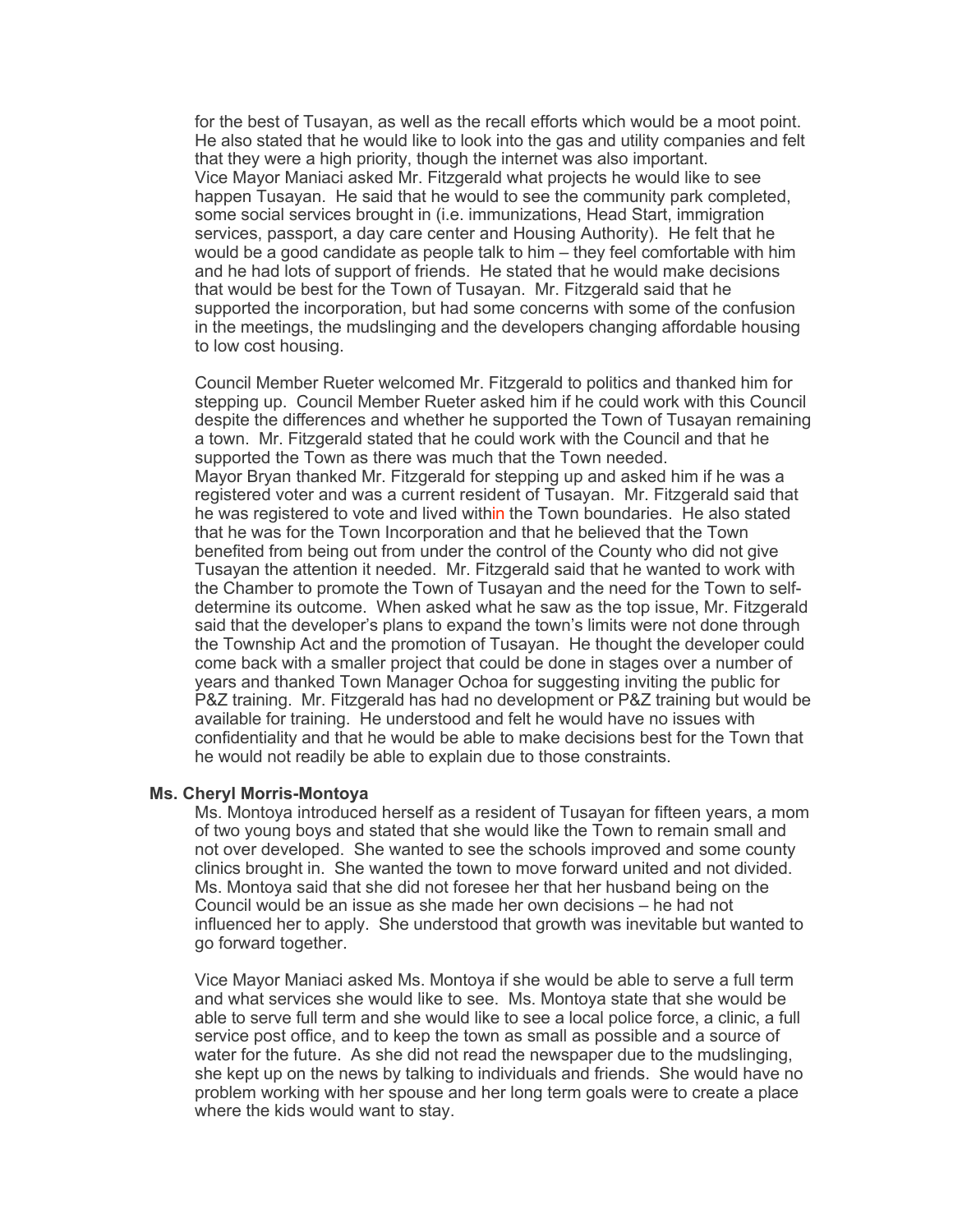for the best of Tusayan, as well as the recall efforts which would be a moot point. He also stated that he would like to look into the gas and utility companies and felt that they were a high priority, though the internet was also important.
Vice Mayor Maniaci asked Mr. Fitzgerald what projects he would like to see happen Tusayan. He said that he would to see the community park completed, some social services brought in (i.e. immunizations, Head Start, immigration services, passport, a day care center and Housing Authority). He felt that he would be a good candidate as people talk to him – they feel comfortable with him and he had lots of support of friends. He stated that he would make decisions that would be best for the Town of Tusayan. Mr. Fitzgerald said that he supported the incorporation, but had some concerns with some of the confusion in the meetings, the mudslinging and the developers changing affordable housing to low cost housing.

Council Member Rueter welcomed Mr. Fitzgerald to politics and thanked him for stepping up. Council Member Rueter asked him if he could work with this Council despite the differences and whether he supported the Town of Tusayan remaining a town. Mr. Fitzgerald stated that he could work with the Council and that he supported the Town as there was much that the Town needed.
Mayor Bryan thanked Mr. Fitzgerald for stepping up and asked him if he was a registered voter and was a current resident of Tusayan. Mr. Fitzgerald said that he was registered to vote and lived within the Town boundaries. He also stated that he was for the Town Incorporation and that he believed that the Town benefited from being out from under the control of the County who did not give Tusayan the attention it needed. Mr. Fitzgerald said that he wanted to work with the Chamber to promote the Town of Tusayan and the need for the Town to self-determine its outcome. When asked what he saw as the top issue, Mr. Fitzgerald said that the developer's plans to expand the town's limits were not done through the Township Act and the promotion of Tusayan. He thought the developer could come back with a smaller project that could be done in stages over a number of years and thanked Town Manager Ochoa for suggesting inviting the public for P&Z training. Mr. Fitzgerald has had no development or P&Z training but would be available for training. He understood and felt he would have no issues with confidentiality and that he would be able to make decisions best for the Town that he would not readily be able to explain due to those constraints.

**Ms. Cheryl Morris-Montoya**

Ms. Montoya introduced herself as a resident of Tusayan for fifteen years, a mom of two young boys and stated that she would like the Town to remain small and not over developed. She wanted to see the schools improved and some county clinics brought in. She wanted the town to move forward united and not divided. Ms. Montoya said that she did not foresee her that her husband being on the Council would be an issue as she made her own decisions – he had not influenced her to apply. She understood that growth was inevitable but wanted to go forward together.

Vice Mayor Maniaci asked Ms. Montoya if she would be able to serve a full term and what services she would like to see. Ms. Montoya state that she would be able to serve full term and she would like to see a local police force, a clinic, a full service post office, and to keep the town as small as possible and a source of water for the future. As she did not read the newspaper due to the mudslinging, she kept up on the news by talking to individuals and friends. She would have no problem working with her spouse and her long term goals were to create a place where the kids would want to stay.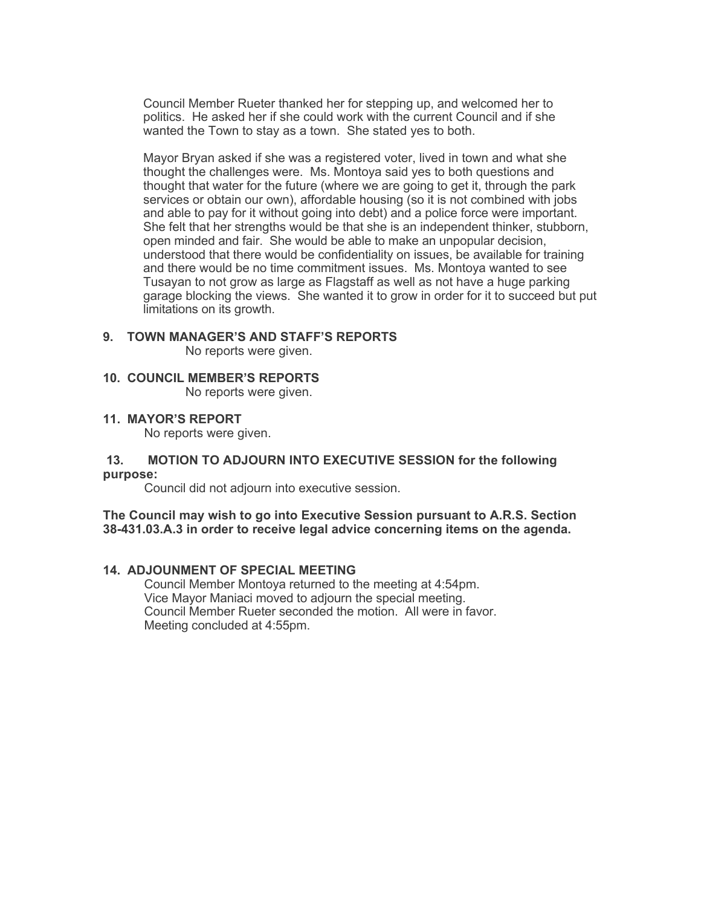Council Member Rueter thanked her for stepping up, and welcomed her to politics. He asked her if she could work with the current Council and if she wanted the Town to stay as a town. She stated yes to both.

Mayor Bryan asked if she was a registered voter, lived in town and what she thought the challenges were. Ms. Montoya said yes to both questions and thought that water for the future (where we are going to get it, through the park services or obtain our own), affordable housing (so it is not combined with jobs and able to pay for it without going into debt) and a police force were important. She felt that her strengths would be that she is an independent thinker, stubborn, open minded and fair. She would be able to make an unpopular decision, understood that there would be confidentiality on issues, be available for training and there would be no time commitment issues. Ms. Montoya wanted to see Tusayan to not grow as large as Flagstaff as well as not have a huge parking garage blocking the views. She wanted it to grow in order for it to succeed but put limitations on its growth.

**9. TOWN MANAGER'S AND STAFF'S REPORTS**

No reports were given.

**10. COUNCIL MEMBER'S REPORTS**

No reports were given.

**11. MAYOR'S REPORT**

No reports were given.

**13. MOTION TO ADJOURN INTO EXECUTIVE SESSION for the following purpose:**

Council did not adjourn into executive session.

**The Council may wish to go into Executive Session pursuant to A.R.S. Section 38-431.03.A.3 in order to receive legal advice concerning items on the agenda.**

**14. ADJOUNMENT OF SPECIAL MEETING**

Council Member Montoya returned to the meeting at 4:54pm.
Vice Mayor Maniaci moved to adjourn the special meeting.
Council Member Rueter seconded the motion. All were in favor.
Meeting concluded at 4:55pm.